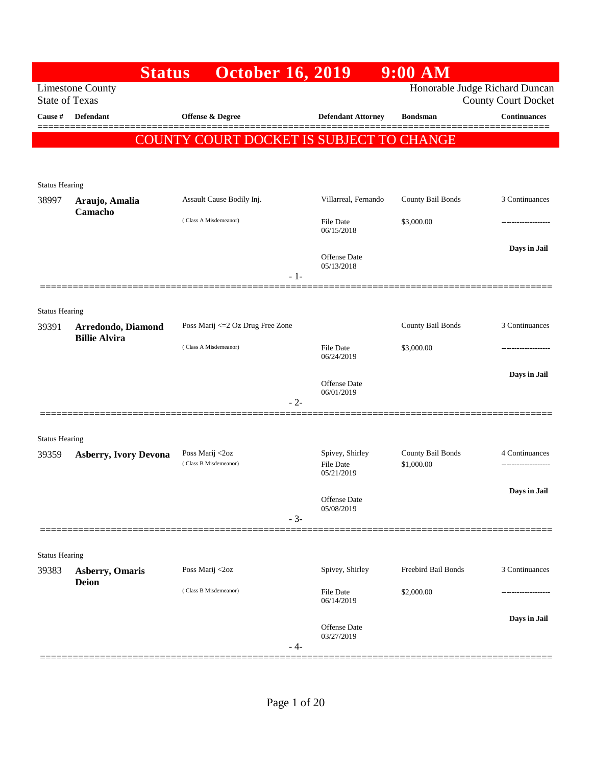# Status October 16, 2019 9:00 AM

Limestone County
State of Texas

Honorable Judge Richard Duncan
County Court Docket

**COUNTY COURT DOCKET IS SUBJECT TO CHANGE**

| Cause # | Defendant | Offense & Degree | Defendant Attorney | Bondsman | Continuances |
|---|---|---|---|---|---|
| Status Hearing | | | | | |
| 38997 | **Araujo, Amalia Camacho** | Assault Cause Bodily Inj. (Class A Misdemeanor) | Villarreal, Fernando<br>File Date 06/15/2018<br>Offense Date 05/13/2018 | County Bail Bonds<br>$3,000.00 | 3 Continuances<br>-------------------<br>**Days in Jail** |
| Status Hearing | | | | | |
| 39391 | **Arredondo, Diamond Billie Alvira** | Poss Marij <=2 Oz Drug Free Zone (Class A Misdemeanor) | File Date 06/24/2019<br>Offense Date 06/01/2019 | County Bail Bonds<br>$3,000.00 | 3 Continuances<br>-------------------<br>**Days in Jail** |
| Status Hearing | | | | | |
| 39359 | **Asberry, Ivory Devona** | Poss Marij <2oz (Class B Misdemeanor) | Spivey, Shirley<br>File Date 05/21/2019<br>Offense Date 05/08/2019 | County Bail Bonds<br>$1,000.00 | 4 Continuances<br>-------------------<br>**Days in Jail** |
| Status Hearing | | | | | |
| 39383 | **Asberry, Omaris Deion** | Poss Marij <2oz (Class B Misdemeanor) | Spivey, Shirley<br>File Date 06/14/2019<br>Offense Date 03/27/2019 | Freebird Bail Bonds<br>$2,000.00 | 3 Continuances<br>-------------------<br>**Days in Jail** |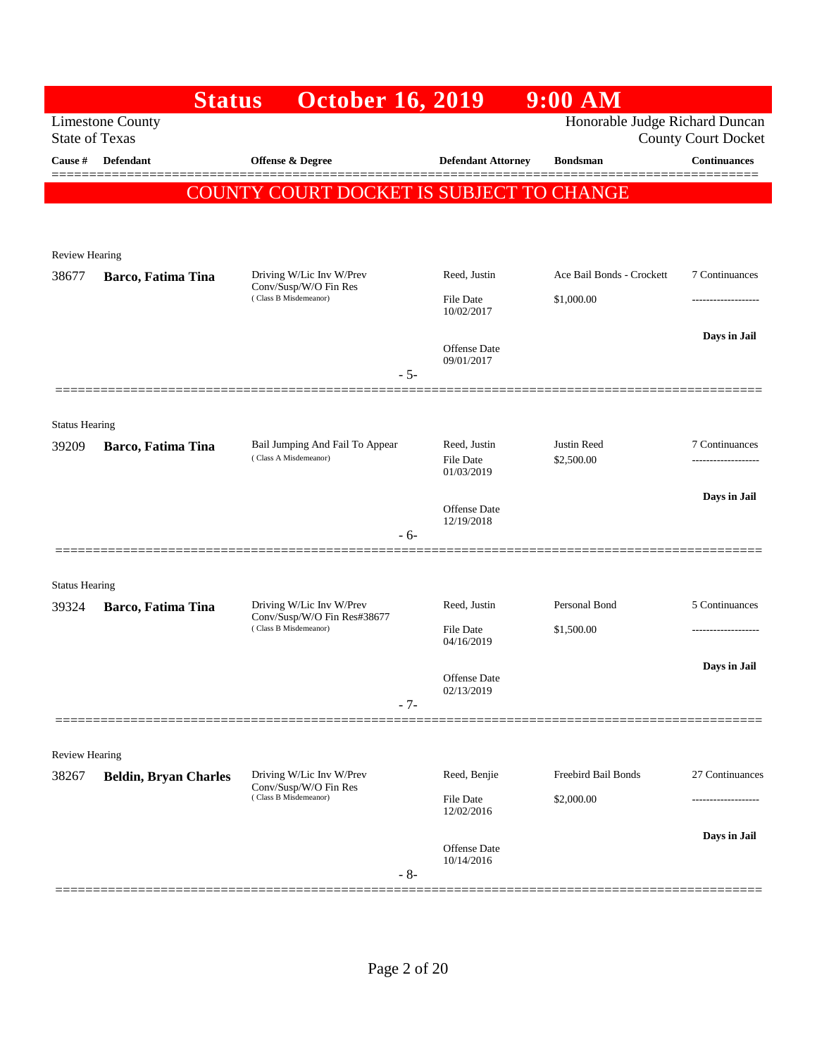# Status October 16, 2019 9:00 AM

Limestone County
State of Texas

Honorable Judge Richard Duncan
County Court Docket

| Cause # | Defendant | Offense & Degree | Defendant Attorney | Bondsman | Continuances |
|---|---|---|---|---|---|

## COUNTY COURT DOCKET IS SUBJECT TO CHANGE

Review Hearing

| Cause # | Defendant | Offense & Degree | Defendant Attorney | Bondsman | Continuances |
|---|---|---|---|---|---|
| 38677 | **Barco, Fatima Tina** | Driving W/Lic Inv W/Prev Conv/Susp/W/O Fin Res (Class B Misdemeanor) | Reed, Justin | Ace Bail Bonds - Crockett | 7 Continuances |
| | | | File Date 10/02/2017 | $1,000.00 | ------------------- |
| | | | Offense Date 09/01/2017 | | **Days in Jail** |

- 5-

Status Hearing

| Cause # | Defendant | Offense & Degree | Defendant Attorney | Bondsman | Continuances |
|---|---|---|---|---|---|
| 39209 | **Barco, Fatima Tina** | Bail Jumping And Fail To Appear (Class A Misdemeanor) | Reed, Justin | Justin Reed | 7 Continuances |
| | | | File Date 01/03/2019 | $2,500.00 | ------------------- |
| | | | Offense Date 12/19/2018 | | **Days in Jail** |

- 6-

Status Hearing

| Cause # | Defendant | Offense & Degree | Defendant Attorney | Bondsman | Continuances |
|---|---|---|---|---|---|
| 39324 | **Barco, Fatima Tina** | Driving W/Lic Inv W/Prev Conv/Susp/W/O Fin Res#38677 (Class B Misdemeanor) | Reed, Justin | Personal Bond | 5 Continuances |
| | | | File Date 04/16/2019 | $1,500.00 | ------------------- |
| | | | Offense Date 02/13/2019 | | **Days in Jail** |

- 7-

Review Hearing

| Cause # | Defendant | Offense & Degree | Defendant Attorney | Bondsman | Continuances |
|---|---|---|---|---|---|
| 38267 | **Beldin, Bryan Charles** | Driving W/Lic Inv W/Prev Conv/Susp/W/O Fin Res (Class B Misdemeanor) | Reed, Benjie | Freebird Bail Bonds | 27 Continuances |
| | | | File Date 12/02/2016 | $2,000.00 | ------------------- |
| | | | Offense Date 10/14/2016 | | **Days in Jail** |

- 8-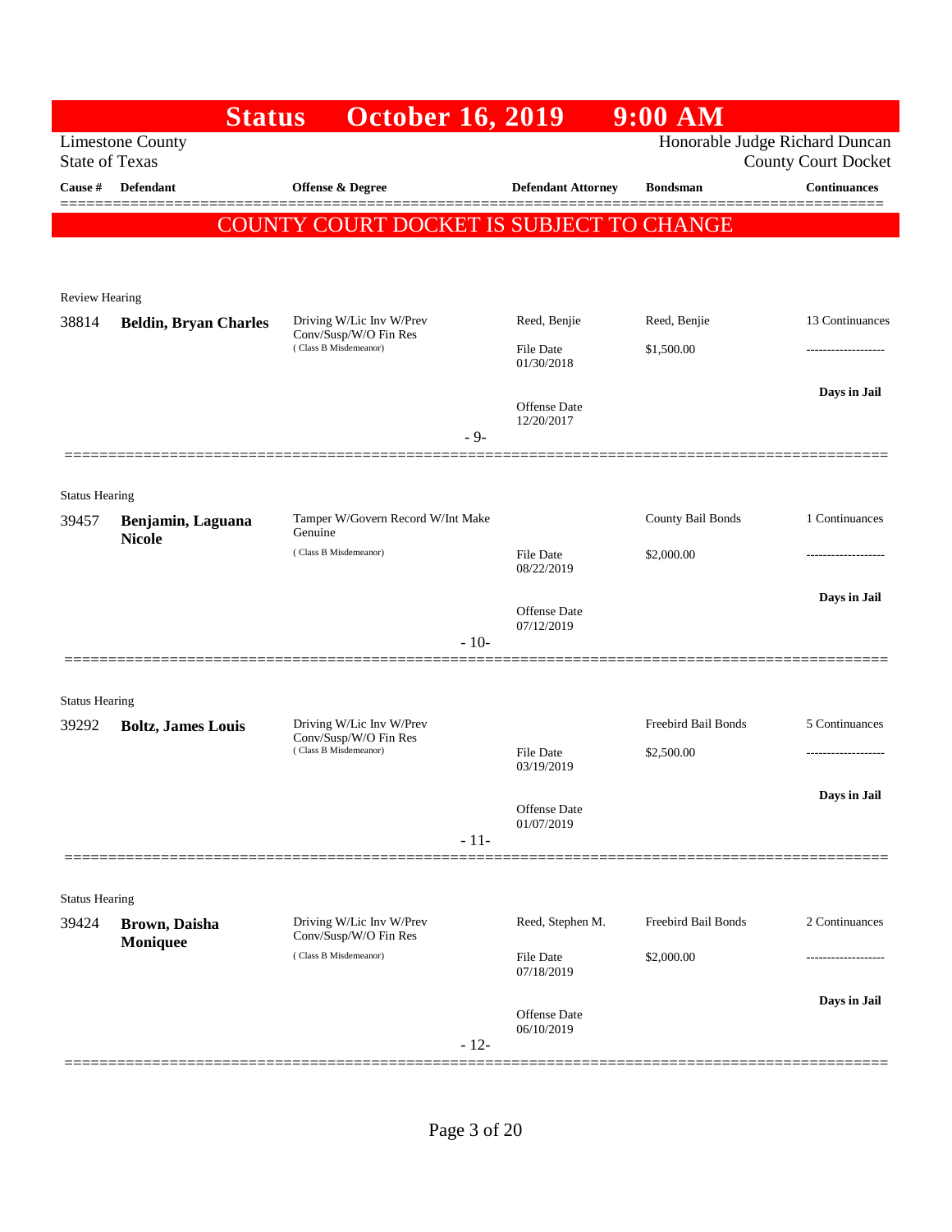# Status October 16, 2019 9:00 AM

Limestone County
State of Texas

Honorable Judge Richard Duncan
County Court Docket

| Cause # | Defendant | Offense & Degree | Defendant Attorney | Bondsman | Continuances |
|---|---|---|---|---|---|

**COUNTY COURT DOCKET IS SUBJECT TO CHANGE**

Review Hearing

| Cause # | Defendant | Offense & Degree | Defendant Attorney | Bondsman | Continuances |
|---|---|---|---|---|---|
| 38814 | **Beldin, Bryan Charles** | Driving W/Lic Inv W/Prev Conv/Susp/W/O Fin Res (Class B Misdemeanor) | Reed, Benjie | Reed, Benjie | 13 Continuances |
| | | | File Date 01/30/2018 | $1,500.00 | ------------------- |
| | | | Offense Date 12/20/2017 | | **Days in Jail** |

- 9-

Status Hearing

| Cause # | Defendant | Offense & Degree | Defendant Attorney | Bondsman | Continuances |
|---|---|---|---|---|---|
| 39457 | **Benjamin, Laguana Nicole** | Tamper W/Govern Record W/Int Make Genuine (Class B Misdemeanor) | | County Bail Bonds | 1 Continuances |
| | | | File Date 08/22/2019 | $2,000.00 | ------------------- |
| | | | Offense Date 07/12/2019 | | **Days in Jail** |

- 10-

Status Hearing

| Cause # | Defendant | Offense & Degree | Defendant Attorney | Bondsman | Continuances |
|---|---|---|---|---|---|
| 39292 | **Boltz, James Louis** | Driving W/Lic Inv W/Prev Conv/Susp/W/O Fin Res (Class B Misdemeanor) | | Freebird Bail Bonds | 5 Continuances |
| | | | File Date 03/19/2019 | $2,500.00 | ------------------- |
| | | | Offense Date 01/07/2019 | | **Days in Jail** |

- 11-

Status Hearing

| Cause # | Defendant | Offense & Degree | Defendant Attorney | Bondsman | Continuances |
|---|---|---|---|---|---|
| 39424 | **Brown, Daisha Moniquee** | Driving W/Lic Inv W/Prev Conv/Susp/W/O Fin Res (Class B Misdemeanor) | Reed, Stephen M. | Freebird Bail Bonds | 2 Continuances |
| | | | File Date 07/18/2019 | $2,000.00 | ------------------- |
| | | | Offense Date 06/10/2019 | | **Days in Jail** |

- 12-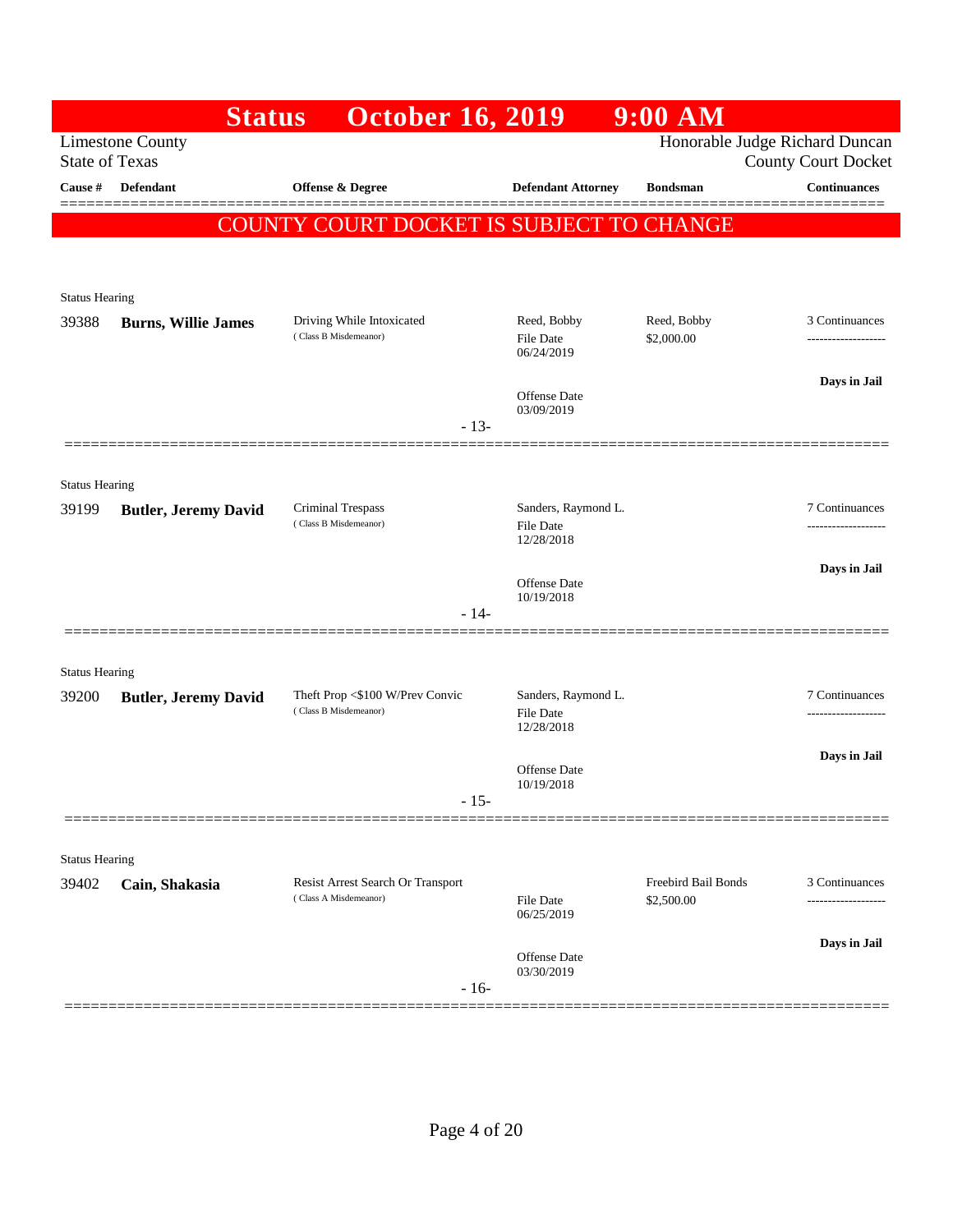# Status October 16, 2019 9:00 AM

Limestone County
State of Texas

Honorable Judge Richard Duncan
County Court Docket

| Cause # | Defendant | Offense & Degree | Defendant Attorney | Bondsman | Continuances |
|---|---|---|---|---|---|

**COUNTY COURT DOCKET IS SUBJECT TO CHANGE**

Status Hearing

| Cause # | Defendant | Offense & Degree | Defendant Attorney | Bondsman | Continuances |
|---|---|---|---|---|---|
| 39388 | **Burns, Willie James** | Driving While Intoxicated (Class B Misdemeanor) | Reed, Bobby<br>File Date 06/24/2019<br>Offense Date 03/09/2019 | Reed, Bobby<br>$2,000.00 | 3 Continuances<br>-------------------<br>**Days in Jail** |

- 13-

Status Hearing

| Cause # | Defendant | Offense & Degree | Defendant Attorney | Bondsman | Continuances |
|---|---|---|---|---|---|
| 39199 | **Butler, Jeremy David** | Criminal Trespass (Class B Misdemeanor) | Sanders, Raymond L.<br>File Date 12/28/2018<br>Offense Date 10/19/2018 | | 7 Continuances<br>-------------------<br>**Days in Jail** |

- 14-

Status Hearing

| Cause # | Defendant | Offense & Degree | Defendant Attorney | Bondsman | Continuances |
|---|---|---|---|---|---|
| 39200 | **Butler, Jeremy David** | Theft Prop <$100 W/Prev Convic (Class B Misdemeanor) | Sanders, Raymond L.<br>File Date 12/28/2018<br>Offense Date 10/19/2018 | | 7 Continuances<br>-------------------<br>**Days in Jail** |

- 15-

Status Hearing

| Cause # | Defendant | Offense & Degree | Defendant Attorney | Bondsman | Continuances |
|---|---|---|---|---|---|
| 39402 | **Cain, Shakasia** | Resist Arrest Search Or Transport (Class A Misdemeanor) | File Date 06/25/2019<br>Offense Date 03/30/2019 | Freebird Bail Bonds<br>$2,500.00 | 3 Continuances<br>-------------------<br>**Days in Jail** |

- 16-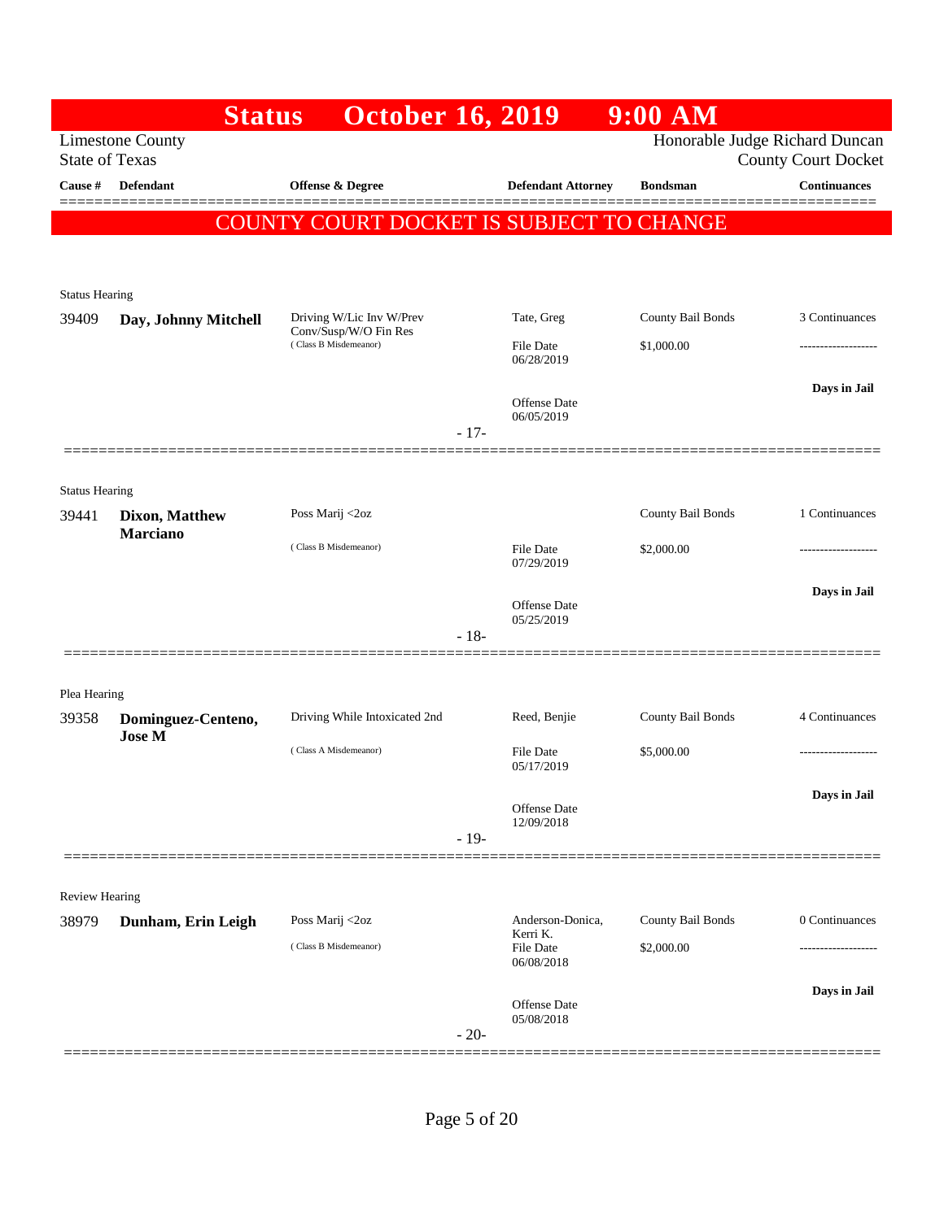# Status October 16, 2019 9:00 AM

Limestone County
State of Texas

Honorable Judge Richard Duncan
County Court Docket

| Cause # | Defendant | Offense & Degree | Defendant Attorney | Bondsman | Continuances |
|---|---|---|---|---|---|

**COUNTY COURT DOCKET IS SUBJECT TO CHANGE**

Status Hearing

| Cause # | Defendant | Offense & Degree | Defendant Attorney | Bondsman | Continuances |
|---|---|---|---|---|---|
| 39409 | **Day, Johnny Mitchell** | Driving W/Lic Inv W/Prev Conv/Susp/W/O Fin Res (Class B Misdemeanor) | Tate, Greg | County Bail Bonds | 3 Continuances |
| | | | File Date 06/28/2019 | $1,000.00 | ------------------- |
| | | | Offense Date 06/05/2019 | | **Days in Jail** |

- 17-

Status Hearing

| Cause # | Defendant | Offense & Degree | Defendant Attorney | Bondsman | Continuances |
|---|---|---|---|---|---|
| 39441 | **Dixon, Matthew Marciano** | Poss Marij <2oz (Class B Misdemeanor) | | County Bail Bonds | 1 Continuances |
| | | | File Date 07/29/2019 | $2,000.00 | ------------------- |
| | | | Offense Date 05/25/2019 | | **Days in Jail** |

- 18-

Plea Hearing

| Cause # | Defendant | Offense & Degree | Defendant Attorney | Bondsman | Continuances |
|---|---|---|---|---|---|
| 39358 | **Dominguez-Centeno, Jose M** | Driving While Intoxicated 2nd (Class A Misdemeanor) | Reed, Benjie | County Bail Bonds | 4 Continuances |
| | | | File Date 05/17/2019 | $5,000.00 | ------------------- |
| | | | Offense Date 12/09/2018 | | **Days in Jail** |

- 19-

Review Hearing

| Cause # | Defendant | Offense & Degree | Defendant Attorney | Bondsman | Continuances |
|---|---|---|---|---|---|
| 38979 | **Dunham, Erin Leigh** | Poss Marij <2oz (Class B Misdemeanor) | Anderson-Donica, Kerri K. | County Bail Bonds | 0 Continuances |
| | | | File Date 06/08/2018 | $2,000.00 | ------------------- |
| | | | Offense Date 05/08/2018 | | **Days in Jail** |

- 20-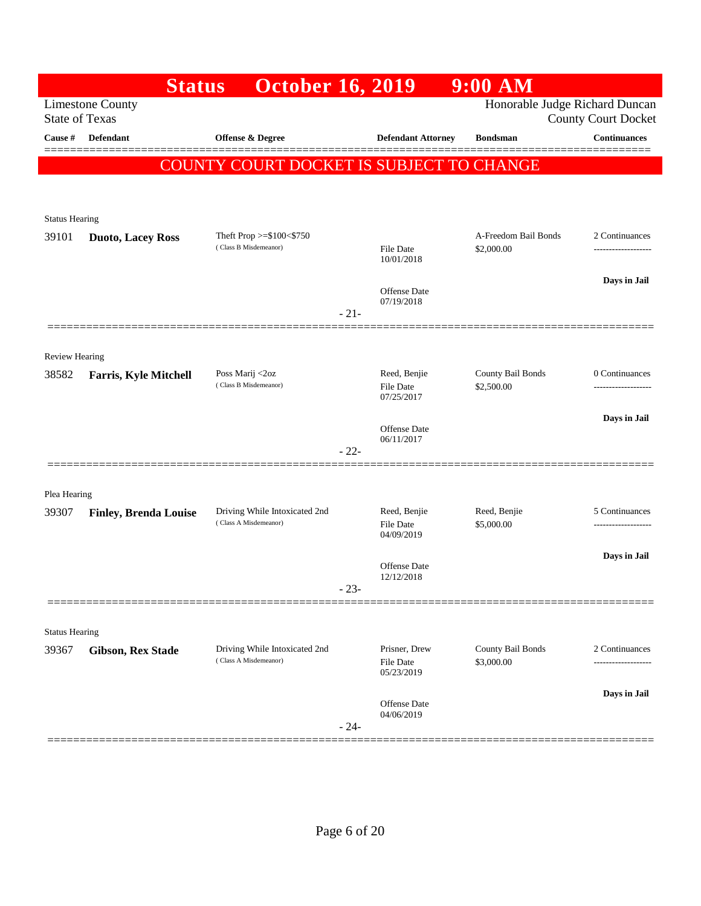# Status October 16, 2019 9:00 AM

Limestone County
State of Texas

Honorable Judge Richard Duncan
County Court Docket

| Cause # | Defendant | Offense & Degree | Defendant Attorney | Bondsman | Continuances |
|---|---|---|---|---|---|

## COUNTY COURT DOCKET IS SUBJECT TO CHANGE

Status Hearing

| Cause # | Defendant | Offense & Degree | Defendant Attorney | Bondsman | Continuances |
|---|---|---|---|---|---|
| 39101 | **Duoto, Lacey Ross** | Theft Prop >=$100<$750 (Class B Misdemeanor) | File Date 10/01/2018<br>Offense Date 07/19/2018 | A-Freedom Bail Bonds $2,000.00 | 2 Continuances<br>**Days in Jail** |

- 21-

Review Hearing

| Cause # | Defendant | Offense & Degree | Defendant Attorney | Bondsman | Continuances |
|---|---|---|---|---|---|
| 38582 | **Farris, Kyle Mitchell** | Poss Marij <2oz (Class B Misdemeanor) | Reed, Benjie<br>File Date 07/25/2017<br>Offense Date 06/11/2017 | County Bail Bonds $2,500.00 | 0 Continuances<br>**Days in Jail** |

- 22-

Plea Hearing

| Cause # | Defendant | Offense & Degree | Defendant Attorney | Bondsman | Continuances |
|---|---|---|---|---|---|
| 39307 | **Finley, Brenda Louise** | Driving While Intoxicated 2nd (Class A Misdemeanor) | Reed, Benjie<br>File Date 04/09/2019<br>Offense Date 12/12/2018 | Reed, Benjie $5,000.00 | 5 Continuances<br>**Days in Jail** |

- 23-

Status Hearing

| Cause # | Defendant | Offense & Degree | Defendant Attorney | Bondsman | Continuances |
|---|---|---|---|---|---|
| 39367 | **Gibson, Rex Stade** | Driving While Intoxicated 2nd (Class A Misdemeanor) | Prisner, Drew<br>File Date 05/23/2019<br>Offense Date 04/06/2019 | County Bail Bonds $3,000.00 | 2 Continuances<br>**Days in Jail** |

- 24-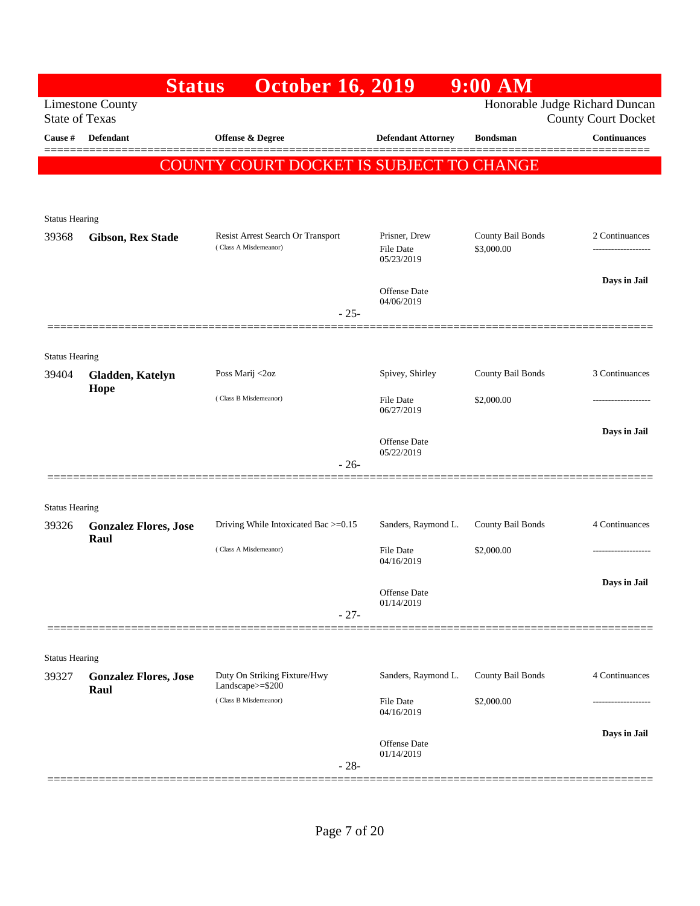# Status October 16, 2019 9:00 AM

Limestone County
State of Texas

Honorable Judge Richard Duncan
County Court Docket

**COUNTY COURT DOCKET IS SUBJECT TO CHANGE**

| Cause # | Defendant | Offense & Degree | Defendant Attorney | Bondsman | Continuances |
|---|---|---|---|---|---|
| Status Hearing | | | | | |
| 39368 | **Gibson, Rex Stade** | Resist Arrest Search Or Transport (Class A Misdemeanor) | Prisner, Drew<br>File Date 05/23/2019<br>Offense Date 04/06/2019 | County Bail Bonds<br>$3,000.00 | 2 Continuances<br>-------------------<br>**Days in Jail** |
| | | - 25- | | | |
| Status Hearing | | | | | |
| 39404 | **Gladden, Katelyn Hope** | Poss Marij <2oz (Class B Misdemeanor) | Spivey, Shirley<br>File Date 06/27/2019<br>Offense Date 05/22/2019 | County Bail Bonds<br>$2,000.00 | 3 Continuances<br>-------------------<br>**Days in Jail** |
| | | - 26- | | | |
| Status Hearing | | | | | |
| 39326 | **Gonzalez Flores, Jose Raul** | Driving While Intoxicated Bac >=0.15 (Class A Misdemeanor) | Sanders, Raymond L.<br>File Date 04/16/2019<br>Offense Date 01/14/2019 | County Bail Bonds<br>$2,000.00 | 4 Continuances<br>-------------------<br>**Days in Jail** |
| | | - 27- | | | |
| Status Hearing | | | | | |
| 39327 | **Gonzalez Flores, Jose Raul** | Duty On Striking Fixture/Hwy Landscape>=$200 (Class B Misdemeanor) | Sanders, Raymond L.<br>File Date 04/16/2019<br>Offense Date 01/14/2019 | County Bail Bonds<br>$2,000.00 | 4 Continuances<br>-------------------<br>**Days in Jail** |
| | | - 28- | | | |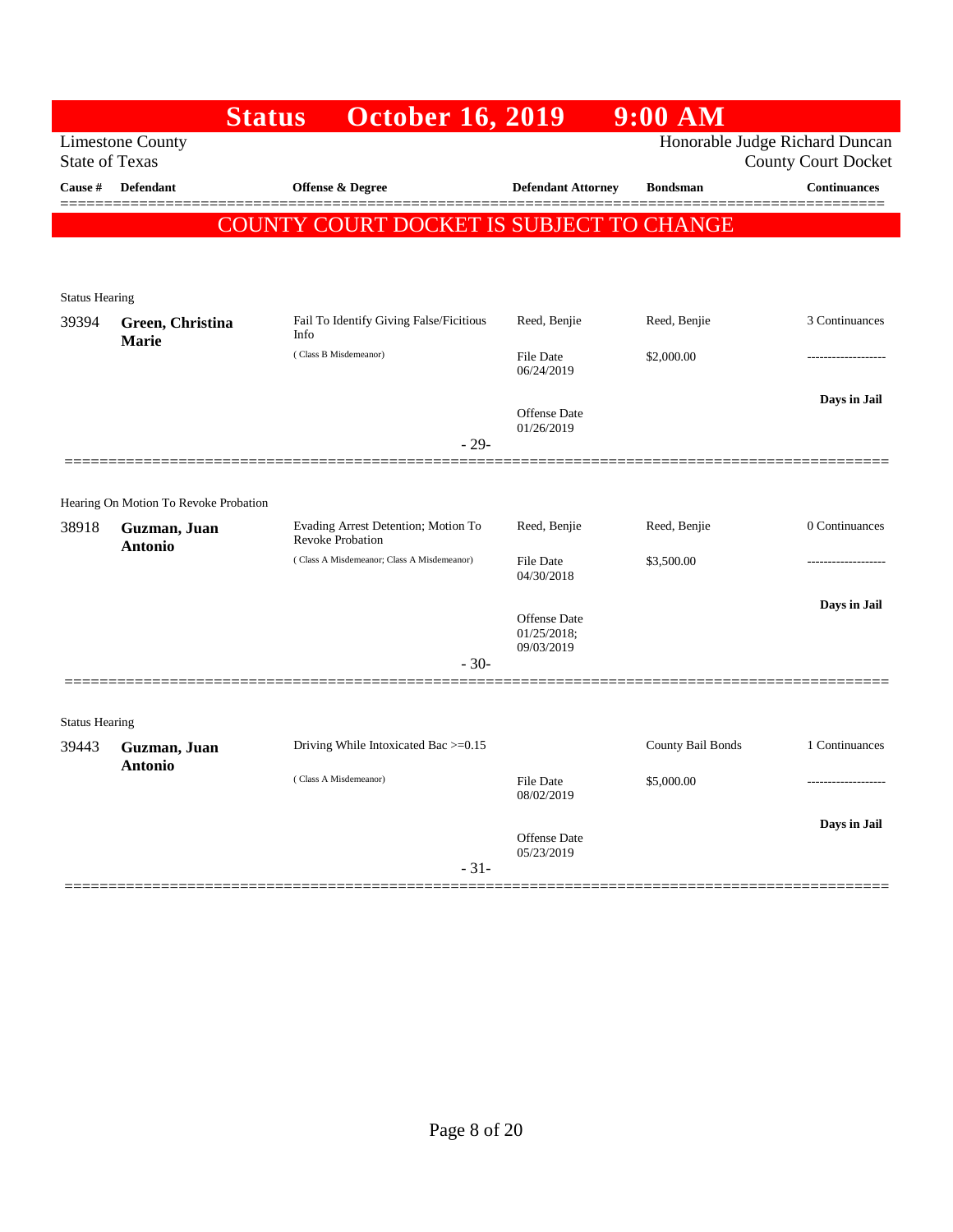# Status October 16, 2019 9:00 AM

Limestone County
State of Texas

Honorable Judge Richard Duncan
County Court Docket

| Cause # | Defendant | Offense & Degree | Defendant Attorney | Bondsman | Continuances |
|---|---|---|---|---|---|

**COUNTY COURT DOCKET IS SUBJECT TO CHANGE**

Status Hearing

| Cause # | Defendant | Offense & Degree | Defendant Attorney | Bondsman | Continuances |
|---|---|---|---|---|---|
| 39394 | **Green, Christina Marie** | Fail To Identify Giving False/Ficitious Info (Class B Misdemeanor) | Reed, Benjie | Reed, Benjie | 3 Continuances |
| | | | File Date 06/24/2019 | $2,000.00 | ------------------- |
| | | | Offense Date 01/26/2019 | | **Days in Jail** |

- 29-

Hearing On Motion To Revoke Probation

| Cause # | Defendant | Offense & Degree | Defendant Attorney | Bondsman | Continuances |
|---|---|---|---|---|---|
| 38918 | **Guzman, Juan Antonio** | Evading Arrest Detention; Motion To Revoke Probation (Class A Misdemeanor; Class A Misdemeanor) | Reed, Benjie | Reed, Benjie | 0 Continuances |
| | | | File Date 04/30/2018 | $3,500.00 | ------------------- |
| | | | Offense Date 01/25/2018; 09/03/2019 | | **Days in Jail** |

- 30-

Status Hearing

| Cause # | Defendant | Offense & Degree | Defendant Attorney | Bondsman | Continuances |
|---|---|---|---|---|---|
| 39443 | **Guzman, Juan Antonio** | Driving While Intoxicated Bac >=0.15 (Class A Misdemeanor) | | County Bail Bonds | 1 Continuances |
| | | | File Date 08/02/2019 | $5,000.00 | ------------------- |
| | | | Offense Date 05/23/2019 | | **Days in Jail** |

- 31-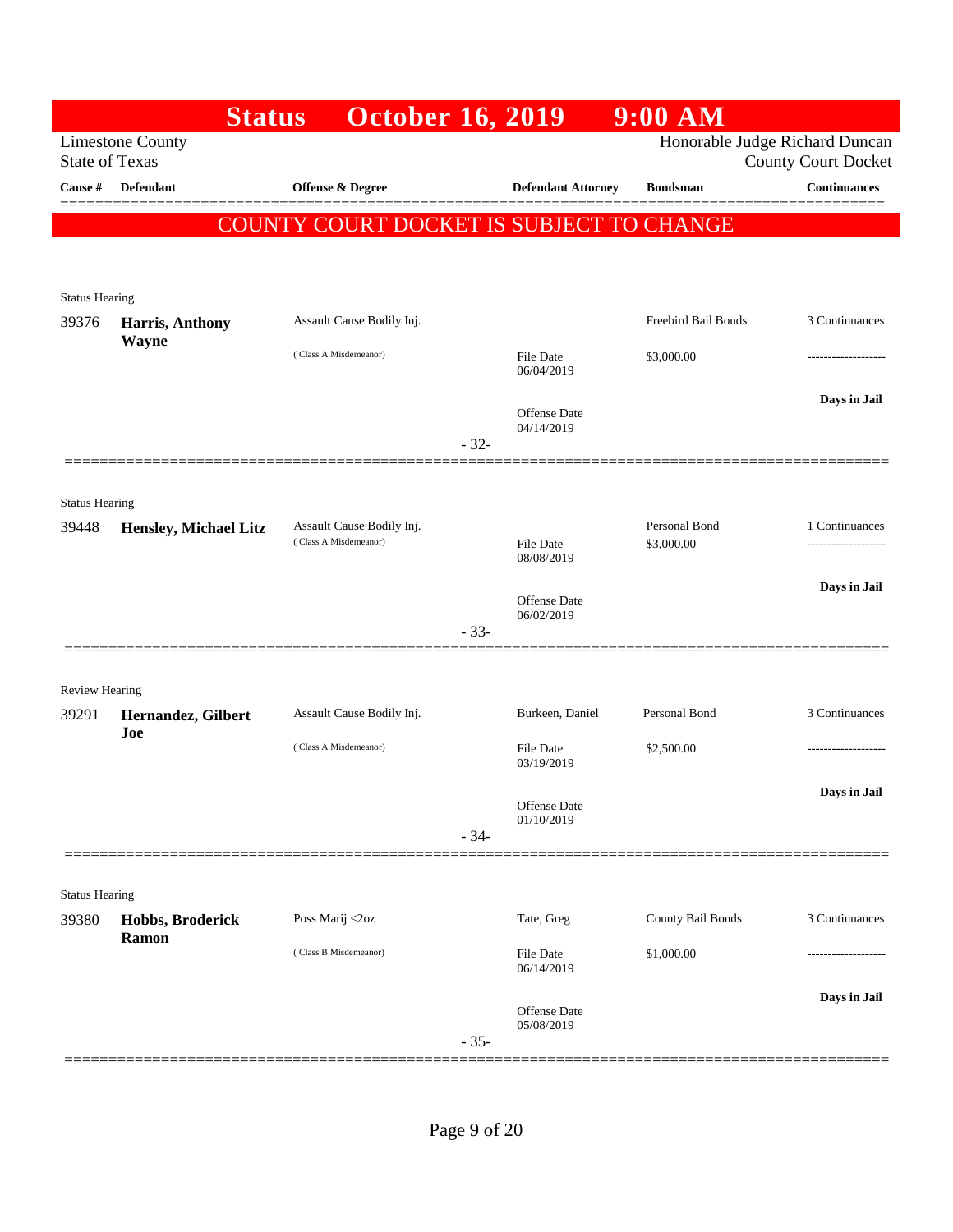# Status October 16, 2019 9:00 AM

Limestone County
State of Texas

Honorable Judge Richard Duncan
County Court Docket

**COUNTY COURT DOCKET IS SUBJECT TO CHANGE**

| Cause # | Defendant | Offense & Degree | Defendant Attorney | Bondsman | Continuances |
|---|---|---|---|---|---|
| **Status Hearing** | | | | | |
| 39376 | **Harris, Anthony Wayne** | Assault Cause Bodily Inj. (Class A Misdemeanor) | File Date 06/04/2019<br>Offense Date 04/14/2019 | Freebird Bail Bonds<br>$3,000.00 | 3 Continuances<br>-------------------<br>**Days in Jail** |
| | | | - 32- | | |
| **Status Hearing** | | | | | |
| 39448 | **Hensley, Michael Litz** | Assault Cause Bodily Inj. (Class A Misdemeanor) | File Date 08/08/2019<br>Offense Date 06/02/2019 | Personal Bond<br>$3,000.00 | 1 Continuances<br>-------------------<br>**Days in Jail** |
| | | | - 33- | | |
| **Review Hearing** | | | | | |
| 39291 | **Hernandez, Gilbert Joe** | Assault Cause Bodily Inj. (Class A Misdemeanor) | Burkeen, Daniel<br>File Date 03/19/2019<br>Offense Date 01/10/2019 | Personal Bond<br>$2,500.00 | 3 Continuances<br>-------------------<br>**Days in Jail** |
| | | | - 34- | | |
| **Status Hearing** | | | | | |
| 39380 | **Hobbs, Broderick Ramon** | Poss Marij <2oz (Class B Misdemeanor) | Tate, Greg<br>File Date 06/14/2019<br>Offense Date 05/08/2019 | County Bail Bonds<br>$1,000.00 | 3 Continuances<br>-------------------<br>**Days in Jail** |
| | | | - 35- | | |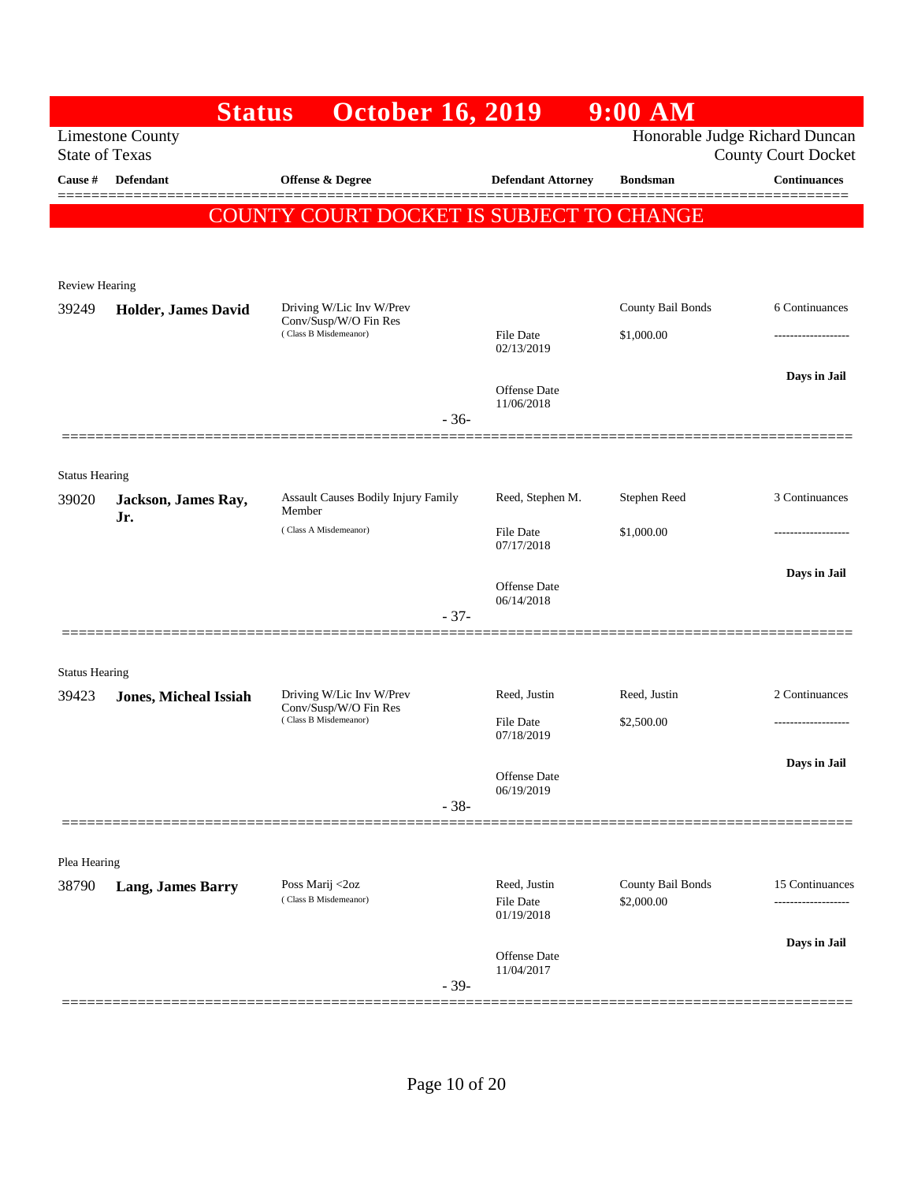# Status October 16, 2019 9:00 AM

Limestone County
State of Texas

Honorable Judge Richard Duncan
County Court Docket

| Cause # | Defendant | Offense & Degree | Defendant Attorney | Bondsman | Continuances |
|---|---|---|---|---|---|

## COUNTY COURT DOCKET IS SUBJECT TO CHANGE

**Review Hearing**

| Cause # | Defendant | Offense & Degree | Defendant Attorney | Bondsman | Continuances |
|---|---|---|---|---|---|
| 39249 | **Holder, James David** | Driving W/Lic Inv W/Prev Conv/Susp/W/O Fin Res (Class B Misdemeanor) | | County Bail Bonds | 6 Continuances |
| | | | File Date 02/13/2019 | $1,000.00 | ------------------- |
| | | | Offense Date 11/06/2018 | | **Days in Jail** |

- 36-

**Status Hearing**

| Cause # | Defendant | Offense & Degree | Defendant Attorney | Bondsman | Continuances |
|---|---|---|---|---|---|
| 39020 | **Jackson, James Ray, Jr.** | Assault Causes Bodily Injury Family Member (Class A Misdemeanor) | Reed, Stephen M. | Stephen Reed | 3 Continuances |
| | | | File Date 07/17/2018 | $1,000.00 | ------------------- |
| | | | Offense Date 06/14/2018 | | **Days in Jail** |

- 37-

**Status Hearing**

| Cause # | Defendant | Offense & Degree | Defendant Attorney | Bondsman | Continuances |
|---|---|---|---|---|---|
| 39423 | **Jones, Micheal Issiah** | Driving W/Lic Inv W/Prev Conv/Susp/W/O Fin Res (Class B Misdemeanor) | Reed, Justin | Reed, Justin | 2 Continuances |
| | | | File Date 07/18/2019 | $2,500.00 | ------------------- |
| | | | Offense Date 06/19/2019 | | **Days in Jail** |

- 38-

**Plea Hearing**

| Cause # | Defendant | Offense & Degree | Defendant Attorney | Bondsman | Continuances |
|---|---|---|---|---|---|
| 38790 | **Lang, James Barry** | Poss Marij <2oz (Class B Misdemeanor) | Reed, Justin | County Bail Bonds | 15 Continuances |
| | | | File Date 01/19/2018 | $2,000.00 | ------------------- |
| | | | Offense Date 11/04/2017 | | **Days in Jail** |

- 39-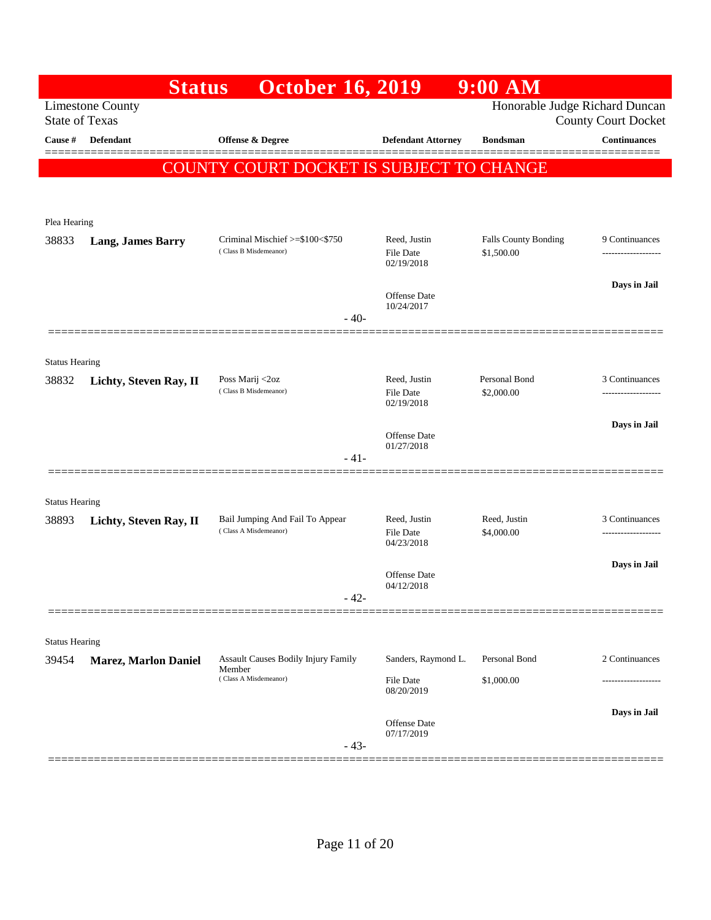# Status October 16, 2019 9:00 AM

Limestone County
State of Texas

Honorable Judge Richard Duncan
County Court Docket

| Cause # | Defendant | Offense & Degree | Defendant Attorney | Bondsman | Continuances |
|---|---|---|---|---|---|

**COUNTY COURT DOCKET IS SUBJECT TO CHANGE**

Plea Hearing

| Cause # | Defendant | Offense & Degree | Defendant Attorney | Bondsman | Continuances |
|---|---|---|---|---|---|
| 38833 | **Lang, James Barry** | Criminal Mischief >=$100<$750 (Class B Misdemeanor) | Reed, Justin<br>File Date 02/19/2018<br>Offense Date 10/24/2017 | Falls County Bonding<br>$1,500.00 | 9 Continuances<br>-------------------<br>**Days in Jail** |

- 40-

Status Hearing

| Cause # | Defendant | Offense & Degree | Defendant Attorney | Bondsman | Continuances |
|---|---|---|---|---|---|
| 38832 | **Lichty, Steven Ray, II** | Poss Marij <2oz (Class B Misdemeanor) | Reed, Justin<br>File Date 02/19/2018<br>Offense Date 01/27/2018 | Personal Bond<br>$2,000.00 | 3 Continuances<br>-------------------<br>**Days in Jail** |

- 41-

Status Hearing

| Cause # | Defendant | Offense & Degree | Defendant Attorney | Bondsman | Continuances |
|---|---|---|---|---|---|
| 38893 | **Lichty, Steven Ray, II** | Bail Jumping And Fail To Appear (Class A Misdemeanor) | Reed, Justin<br>File Date 04/23/2018<br>Offense Date 04/12/2018 | Reed, Justin<br>$4,000.00 | 3 Continuances<br>-------------------<br>**Days in Jail** |

- 42-

Status Hearing

| Cause # | Defendant | Offense & Degree | Defendant Attorney | Bondsman | Continuances |
|---|---|---|---|---|---|
| 39454 | **Marez, Marlon Daniel** | Assault Causes Bodily Injury Family Member (Class A Misdemeanor) | Sanders, Raymond L.<br>File Date 08/20/2019<br>Offense Date 07/17/2019 | Personal Bond<br>$1,000.00 | 2 Continuances<br>-------------------<br>**Days in Jail** |

- 43-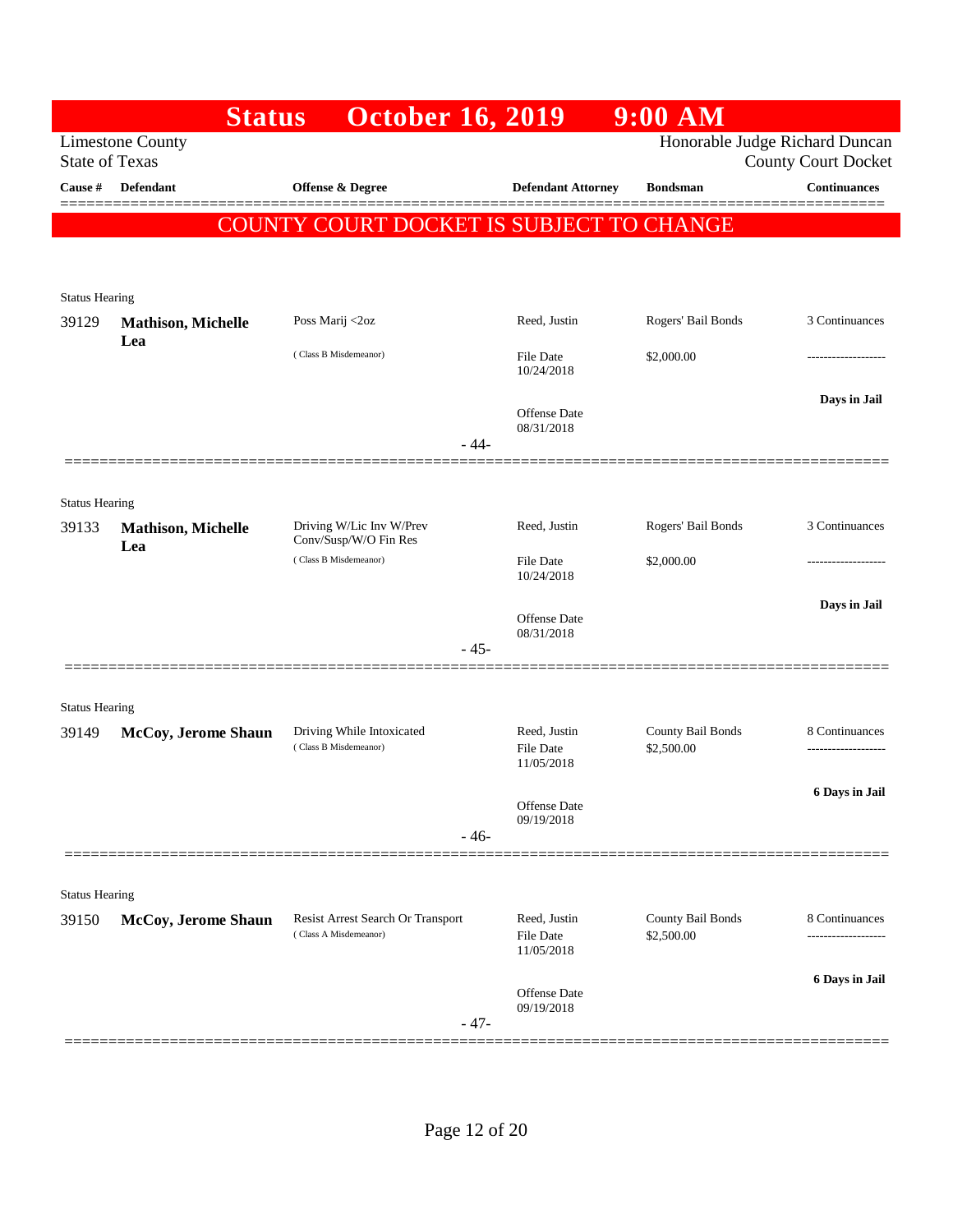# Status October 16, 2019 9:00 AM

Limestone County
State of Texas

Honorable Judge Richard Duncan
County Court Docket

**COUNTY COURT DOCKET IS SUBJECT TO CHANGE**

| Cause # | Defendant | Offense & Degree | Defendant Attorney | Bondsman | Continuances |
|---|---|---|---|---|---|
| Status Hearing | | | | | |
| 39129 | **Mathison, Michelle Lea** | Poss Marij <2oz (Class B Misdemeanor) | Reed, Justin<br>File Date 10/24/2018<br>Offense Date 08/31/2018 | Rogers' Bail Bonds<br>$2,000.00 | 3 Continuances<br>-------------------<br>**Days in Jail** |
| | | - 44- | | | |
| Status Hearing | | | | | |
| 39133 | **Mathison, Michelle Lea** | Driving W/Lic Inv W/Prev Conv/Susp/W/O Fin Res (Class B Misdemeanor) | Reed, Justin<br>File Date 10/24/2018<br>Offense Date 08/31/2018 | Rogers' Bail Bonds<br>$2,000.00 | 3 Continuances<br>-------------------<br>**Days in Jail** |
| | | - 45- | | | |
| Status Hearing | | | | | |
| 39149 | **McCoy, Jerome Shaun** | Driving While Intoxicated (Class B Misdemeanor) | Reed, Justin<br>File Date 11/05/2018<br>Offense Date 09/19/2018 | County Bail Bonds<br>$2,500.00 | 8 Continuances<br>-------------------<br>**6 Days in Jail** |
| | | - 46- | | | |
| Status Hearing | | | | | |
| 39150 | **McCoy, Jerome Shaun** | Resist Arrest Search Or Transport (Class A Misdemeanor) | Reed, Justin<br>File Date 11/05/2018<br>Offense Date 09/19/2018 | County Bail Bonds<br>$2,500.00 | 8 Continuances<br>-------------------<br>**6 Days in Jail** |
| | | - 47- | | | |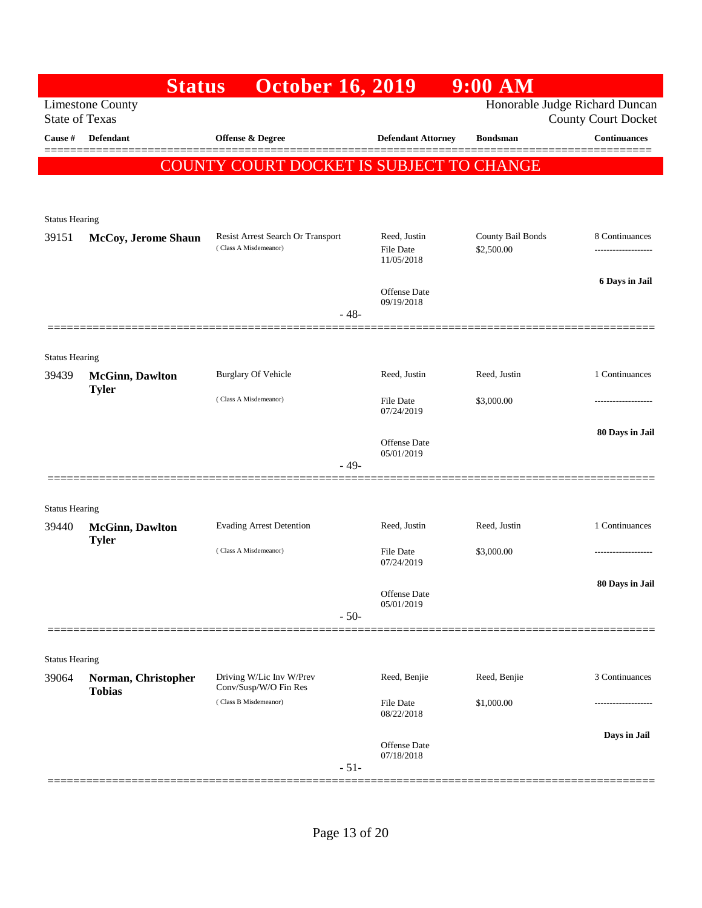# Status October 16, 2019 9:00 AM

Limestone County
State of Texas

Honorable Judge Richard Duncan
County Court Docket

**COUNTY COURT DOCKET IS SUBJECT TO CHANGE**

| Cause # | Defendant | Offense & Degree | Defendant Attorney | Bondsman | Continuances |
|---|---|---|---|---|---|
| Status Hearing | | | | | |
| 39151 | **McCoy, Jerome Shaun** | Resist Arrest Search Or Transport (Class A Misdemeanor) | Reed, Justin<br>File Date 11/05/2018<br>Offense Date 09/19/2018 | County Bail Bonds<br>$2,500.00 | 8 Continuances<br>-------------------<br>**6 Days in Jail** |
| | | | - 48- | | |
| Status Hearing | | | | | |
| 39439 | **McGinn, Dawlton Tyler** | Burglary Of Vehicle (Class A Misdemeanor) | Reed, Justin<br>File Date 07/24/2019<br>Offense Date 05/01/2019 | Reed, Justin<br>$3,000.00 | 1 Continuances<br>-------------------<br>**80 Days in Jail** |
| | | | - 49- | | |
| Status Hearing | | | | | |
| 39440 | **McGinn, Dawlton Tyler** | Evading Arrest Detention (Class A Misdemeanor) | Reed, Justin<br>File Date 07/24/2019<br>Offense Date 05/01/2019 | Reed, Justin<br>$3,000.00 | 1 Continuances<br>-------------------<br>**80 Days in Jail** |
| | | | - 50- | | |
| Status Hearing | | | | | |
| 39064 | **Norman, Christopher Tobias** | Driving W/Lic Inv W/Prev Conv/Susp/W/O Fin Res (Class B Misdemeanor) | Reed, Benjie<br>File Date 08/22/2018<br>Offense Date 07/18/2018 | Reed, Benjie<br>$1,000.00 | 3 Continuances<br>-------------------<br>**Days in Jail** |
| | | | - 51- | | |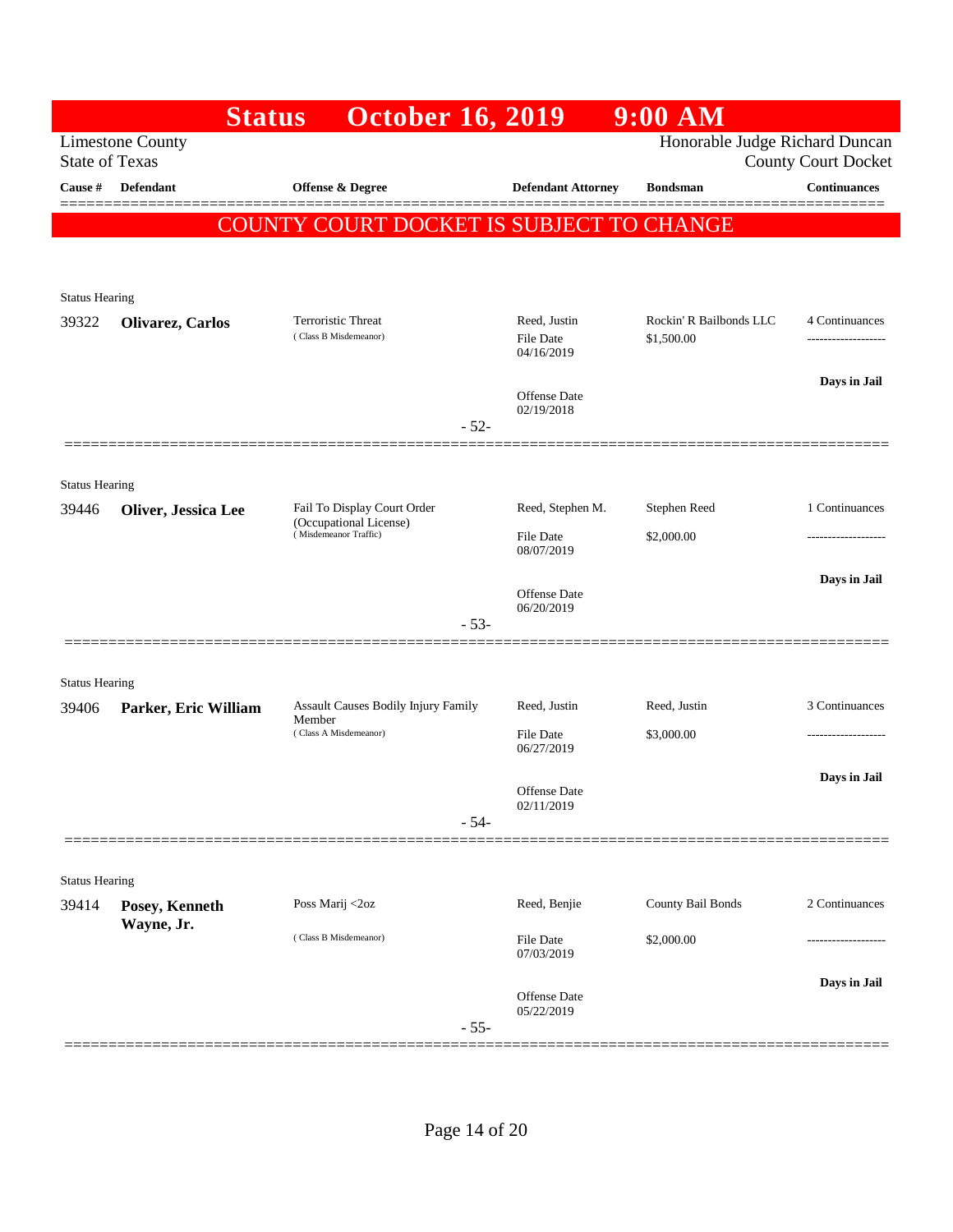# Status October 16, 2019 9:00 AM

Limestone County
State of Texas

Honorable Judge Richard Duncan
County Court Docket

| Cause # | Defendant | Offense & Degree | Defendant Attorney | Bondsman | Continuances |
|---|---|---|---|---|---|

**COUNTY COURT DOCKET IS SUBJECT TO CHANGE**

---

Status Hearing

| Cause # | Defendant | Offense & Degree | Defendant Attorney | Bondsman | Continuances |
|---|---|---|---|---|---|
| 39322 | **Olivarez, Carlos** | Terroristic Threat (Class B Misdemeanor) | Reed, Justin | Rockin' R Bailbonds LLC | 4 Continuances |
| | | | File Date 04/16/2019 | $1,500.00 | ------------------- |
| | | | Offense Date 02/19/2018 | | **Days in Jail** |

- 52-

---

Status Hearing

| Cause # | Defendant | Offense & Degree | Defendant Attorney | Bondsman | Continuances |
|---|---|---|---|---|---|
| 39446 | **Oliver, Jessica Lee** | Fail To Display Court Order (Occupational License) (Misdemeanor Traffic) | Reed, Stephen M. | Stephen Reed | 1 Continuances |
| | | | File Date 08/07/2019 | $2,000.00 | ------------------- |
| | | | Offense Date 06/20/2019 | | **Days in Jail** |

- 53-

---

Status Hearing

| Cause # | Defendant | Offense & Degree | Defendant Attorney | Bondsman | Continuances |
|---|---|---|---|---|---|
| 39406 | **Parker, Eric William** | Assault Causes Bodily Injury Family Member (Class A Misdemeanor) | Reed, Justin | Reed, Justin | 3 Continuances |
| | | | File Date 06/27/2019 | $3,000.00 | ------------------- |
| | | | Offense Date 02/11/2019 | | **Days in Jail** |

- 54-

---

Status Hearing

| Cause # | Defendant | Offense & Degree | Defendant Attorney | Bondsman | Continuances |
|---|---|---|---|---|---|
| 39414 | **Posey, Kenneth Wayne, Jr.** | Poss Marij <2oz (Class B Misdemeanor) | Reed, Benjie | County Bail Bonds | 2 Continuances |
| | | | File Date 07/03/2019 | $2,000.00 | ------------------- |
| | | | Offense Date 05/22/2019 | | **Days in Jail** |

- 55-

---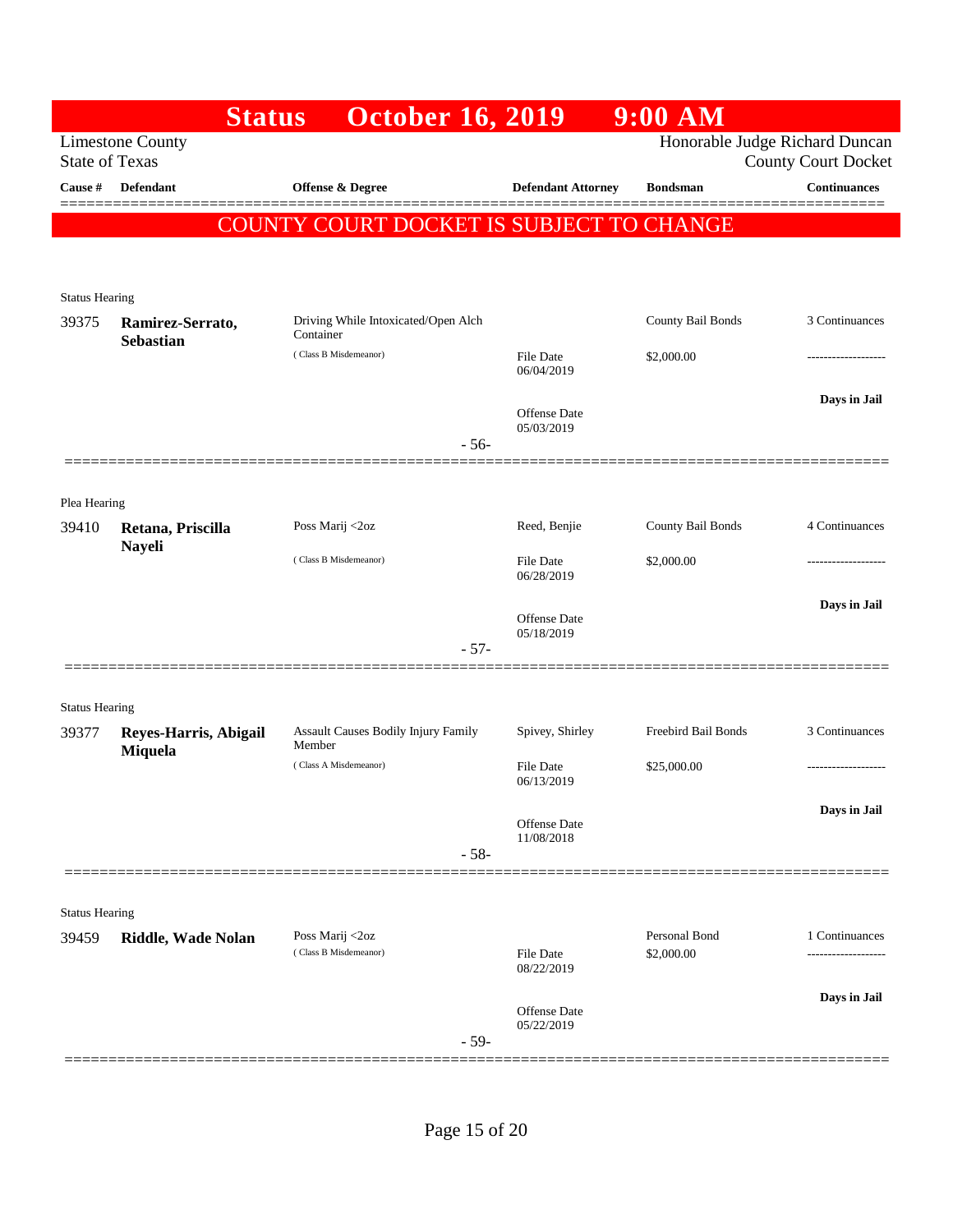# Status October 16, 2019 9:00 AM

Limestone County
State of Texas

Honorable Judge Richard Duncan
County Court Docket

| Cause # | Defendant | Offense & Degree | Defendant Attorney | Bondsman | Continuances |
|---|---|---|---|---|---|

**COUNTY COURT DOCKET IS SUBJECT TO CHANGE**

Status Hearing

| Cause # | Defendant | Offense & Degree | Defendant Attorney | Bondsman | Continuances |
|---|---|---|---|---|---|
| 39375 | **Ramirez-Serrato, Sebastian** | Driving While Intoxicated/Open Alch Container (Class B Misdemeanor) | File Date 06/04/2019<br>Offense Date 05/03/2019 | County Bail Bonds<br>$2,000.00 | 3 Continuances<br>-------------------<br>**Days in Jail** |

- 56-

Plea Hearing

| Cause # | Defendant | Offense & Degree | Defendant Attorney | Bondsman | Continuances |
|---|---|---|---|---|---|
| 39410 | **Retana, Priscilla Nayeli** | Poss Marij <2oz (Class B Misdemeanor) | Reed, Benjie<br>File Date 06/28/2019<br>Offense Date 05/18/2019 | County Bail Bonds<br>$2,000.00 | 4 Continuances<br>-------------------<br>**Days in Jail** |

- 57-

Status Hearing

| Cause # | Defendant | Offense & Degree | Defendant Attorney | Bondsman | Continuances |
|---|---|---|---|---|---|
| 39377 | **Reyes-Harris, Abigail Miquela** | Assault Causes Bodily Injury Family Member (Class A Misdemeanor) | Spivey, Shirley<br>File Date 06/13/2019<br>Offense Date 11/08/2018 | Freebird Bail Bonds<br>$25,000.00 | 3 Continuances<br>-------------------<br>**Days in Jail** |

- 58-

Status Hearing

| Cause # | Defendant | Offense & Degree | Defendant Attorney | Bondsman | Continuances |
|---|---|---|---|---|---|
| 39459 | **Riddle, Wade Nolan** | Poss Marij <2oz (Class B Misdemeanor) | File Date 08/22/2019<br>Offense Date 05/22/2019 | Personal Bond<br>$2,000.00 | 1 Continuances<br>-------------------<br>**Days in Jail** |

- 59-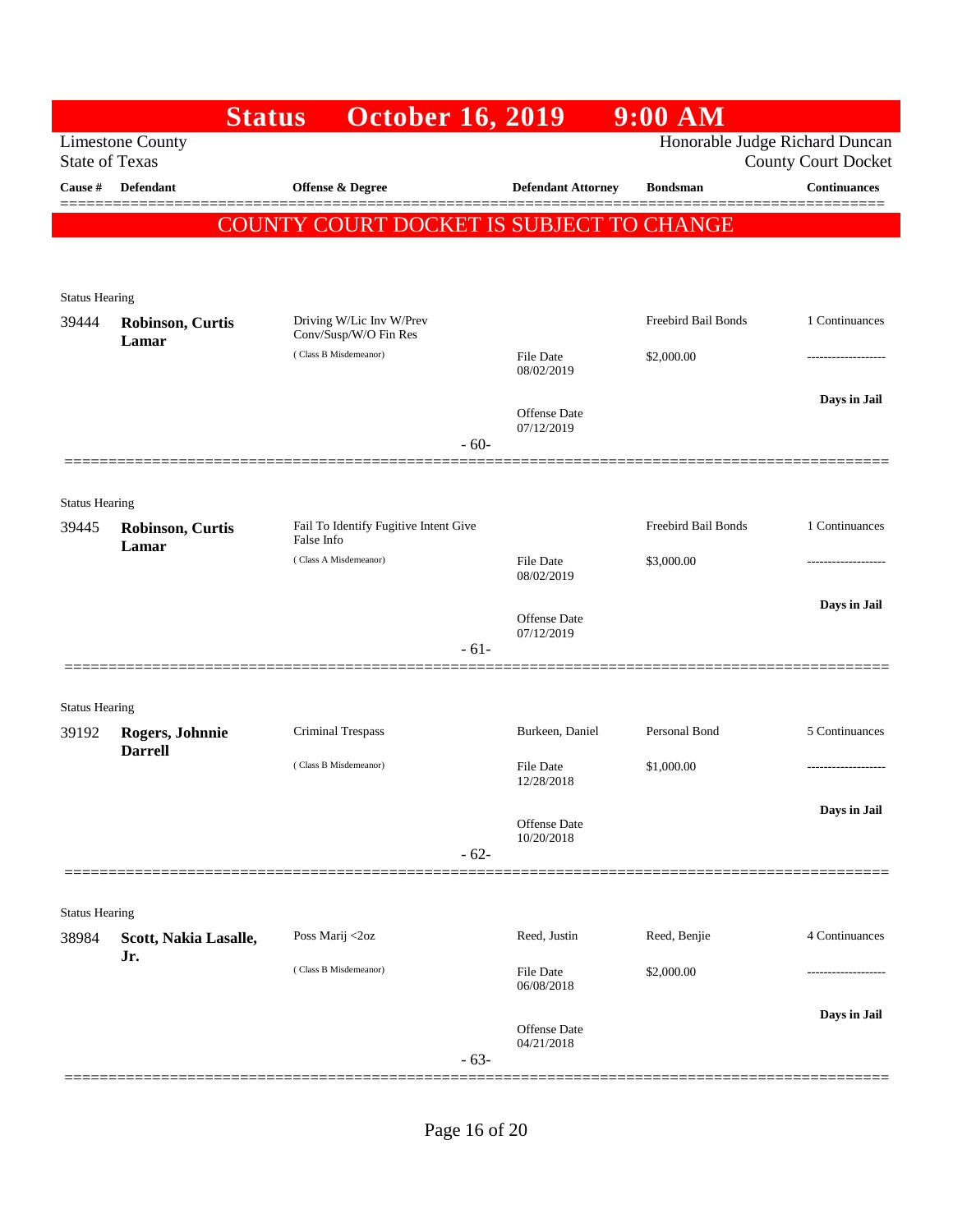# Status October 16, 2019 9:00 AM

Limestone County
State of Texas

Honorable Judge Richard Duncan
County Court Docket

| Cause # | Defendant | Offense & Degree | Defendant Attorney | Bondsman | Continuances |
|---|---|---|---|---|---|

**COUNTY COURT DOCKET IS SUBJECT TO CHANGE**

---

Status Hearing

| Cause # | Defendant | Offense & Degree | Defendant Attorney | Bondsman | Continuances |
|---|---|---|---|---|---|
| 39444 | **Robinson, Curtis Lamar** | Driving W/Lic Inv W/Prev Conv/Susp/W/O Fin Res | | Freebird Bail Bonds | 1 Continuances |
| | | ( Class B Misdemeanor) | File Date 08/02/2019 | $2,000.00 | ------------------- |
| | | | Offense Date 07/12/2019 | | **Days in Jail** |

- 60-

---

Status Hearing

| Cause # | Defendant | Offense & Degree | Defendant Attorney | Bondsman | Continuances |
|---|---|---|---|---|---|
| 39445 | **Robinson, Curtis Lamar** | Fail To Identify Fugitive Intent Give False Info | | Freebird Bail Bonds | 1 Continuances |
| | | ( Class A Misdemeanor) | File Date 08/02/2019 | $3,000.00 | ------------------- |
| | | | Offense Date 07/12/2019 | | **Days in Jail** |

- 61-

---

Status Hearing

| Cause # | Defendant | Offense & Degree | Defendant Attorney | Bondsman | Continuances |
|---|---|---|---|---|---|
| 39192 | **Rogers, Johnnie Darrell** | Criminal Trespass | Burkeen, Daniel | Personal Bond | 5 Continuances |
| | | ( Class B Misdemeanor) | File Date 12/28/2018 | $1,000.00 | ------------------- |
| | | | Offense Date 10/20/2018 | | **Days in Jail** |

- 62-

---

Status Hearing

| Cause # | Defendant | Offense & Degree | Defendant Attorney | Bondsman | Continuances |
|---|---|---|---|---|---|
| 38984 | **Scott, Nakia Lasalle, Jr.** | Poss Marij <2oz | Reed, Justin | Reed, Benjie | 4 Continuances |
| | | ( Class B Misdemeanor) | File Date 06/08/2018 | $2,000.00 | ------------------- |
| | | | Offense Date 04/21/2018 | | **Days in Jail** |

- 63-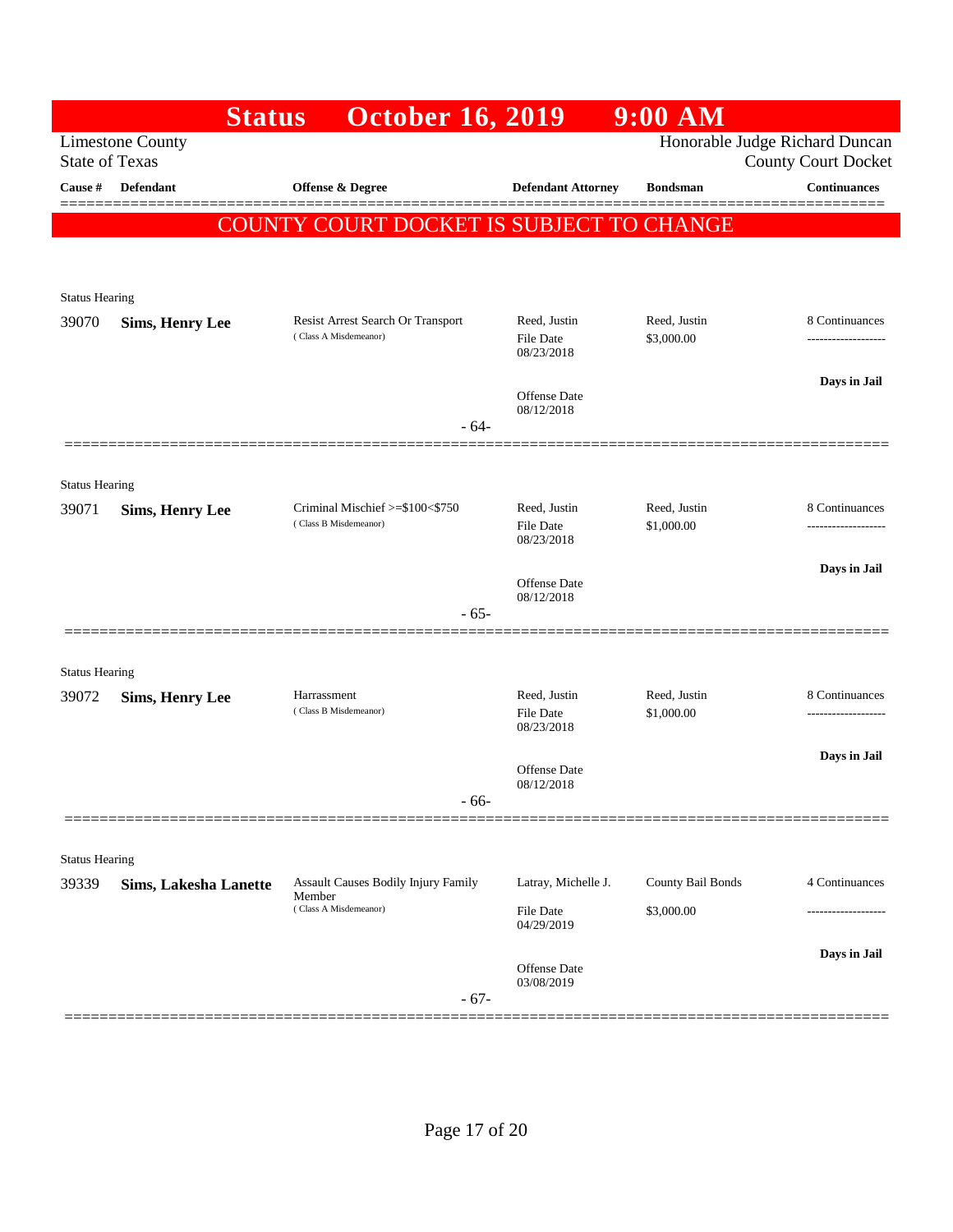# Status October 16, 2019 9:00 AM

Limestone County
State of Texas

Honorable Judge Richard Duncan
County Court Docket

| Cause # | Defendant | Offense & Degree | Defendant Attorney | Bondsman | Continuances |
|---|---|---|---|---|---|

**COUNTY COURT DOCKET IS SUBJECT TO CHANGE**

Status Hearing

| 39070 | **Sims, Henry Lee** | Resist Arrest Search Or Transport (Class A Misdemeanor) | Reed, Justin | Reed, Justin | 8 Continuances |
|---|---|---|---|---|---|
| | | | File Date 08/23/2018 | $3,000.00 | ------------------- |
| | | | | | **Days in Jail** |
| | | | Offense Date 08/12/2018 | | |

- 64-

Status Hearing

| 39071 | **Sims, Henry Lee** | Criminal Mischief >=$100<$750 (Class B Misdemeanor) | Reed, Justin | Reed, Justin | 8 Continuances |
|---|---|---|---|---|---|
| | | | File Date 08/23/2018 | $1,000.00 | ------------------- |
| | | | | | **Days in Jail** |
| | | | Offense Date 08/12/2018 | | |

- 65-

Status Hearing

| 39072 | **Sims, Henry Lee** | Harrassment (Class B Misdemeanor) | Reed, Justin | Reed, Justin | 8 Continuances |
|---|---|---|---|---|---|
| | | | File Date 08/23/2018 | $1,000.00 | ------------------- |
| | | | | | **Days in Jail** |
| | | | Offense Date 08/12/2018 | | |

- 66-

Status Hearing

| 39339 | **Sims, Lakesha Lanette** | Assault Causes Bodily Injury Family Member (Class A Misdemeanor) | Latray, Michelle J. | County Bail Bonds | 4 Continuances |
|---|---|---|---|---|---|
| | | | File Date 04/29/2019 | $3,000.00 | ------------------- |
| | | | | | **Days in Jail** |
| | | | Offense Date 03/08/2019 | | |

- 67-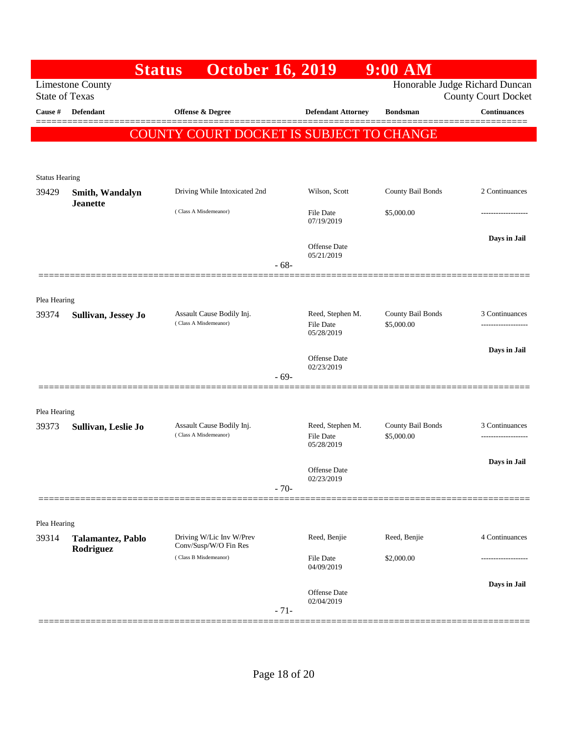# Status October 16, 2019 9:00 AM

Limestone County
State of Texas

Honorable Judge Richard Duncan
County Court Docket

| Cause # | Defendant | Offense & Degree | Defendant Attorney | Bondsman | Continuances |
|---|---|---|---|---|---|

**COUNTY COURT DOCKET IS SUBJECT TO CHANGE**

Status Hearing

| Cause # | Defendant | Offense & Degree | Defendant Attorney | Bondsman | Continuances |
|---|---|---|---|---|---|
| 39429 | **Smith, Wandalyn Jeanette** | Driving While Intoxicated 2nd (Class A Misdemeanor) | Wilson, Scott<br>File Date 07/19/2019<br>Offense Date 05/21/2019 | County Bail Bonds<br>$5,000.00 | 2 Continuances<br>-------------------<br>**Days in Jail** |

- 68-

Plea Hearing

| Cause # | Defendant | Offense & Degree | Defendant Attorney | Bondsman | Continuances |
|---|---|---|---|---|---|
| 39374 | **Sullivan, Jessey Jo** | Assault Cause Bodily Inj. (Class A Misdemeanor) | Reed, Stephen M.<br>File Date 05/28/2019<br>Offense Date 02/23/2019 | County Bail Bonds<br>$5,000.00 | 3 Continuances<br>-------------------<br>**Days in Jail** |

- 69-

Plea Hearing

| Cause # | Defendant | Offense & Degree | Defendant Attorney | Bondsman | Continuances |
|---|---|---|---|---|---|
| 39373 | **Sullivan, Leslie Jo** | Assault Cause Bodily Inj. (Class A Misdemeanor) | Reed, Stephen M.<br>File Date 05/28/2019<br>Offense Date 02/23/2019 | County Bail Bonds<br>$5,000.00 | 3 Continuances<br>-------------------<br>**Days in Jail** |

- 70-

Plea Hearing

| Cause # | Defendant | Offense & Degree | Defendant Attorney | Bondsman | Continuances |
|---|---|---|---|---|---|
| 39314 | **Talamantez, Pablo Rodriguez** | Driving W/Lic Inv W/Prev Conv/Susp/W/O Fin Res (Class B Misdemeanor) | Reed, Benjie<br>File Date 04/09/2019<br>Offense Date 02/04/2019 | Reed, Benjie<br>$2,000.00 | 4 Continuances<br>-------------------<br>**Days in Jail** |

- 71-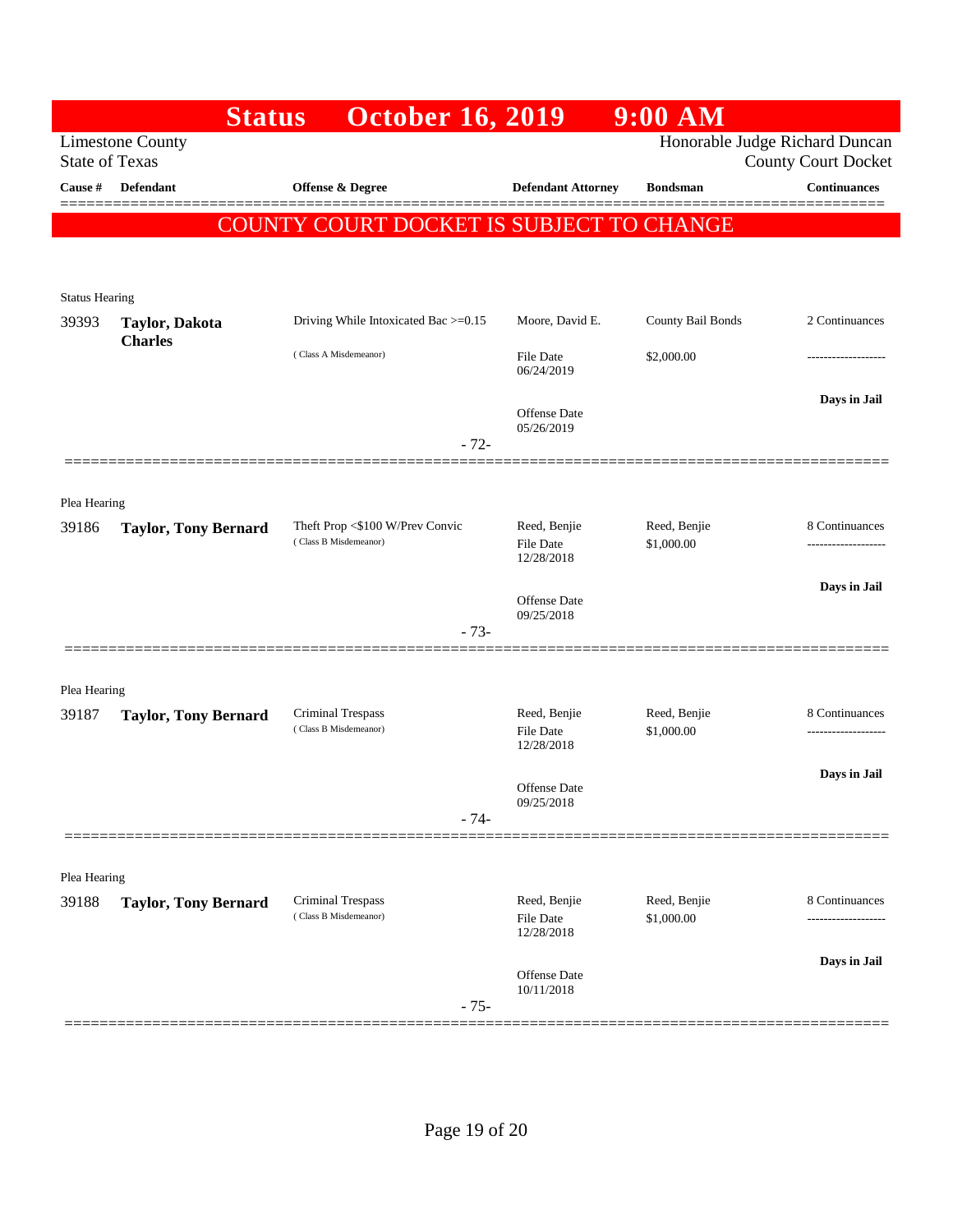# Status October 16, 2019 9:00 AM

Limestone County
State of Texas

Honorable Judge Richard Duncan
County Court Docket

| Cause # | Defendant | Offense & Degree | Defendant Attorney | Bondsman | Continuances |
|---|---|---|---|---|---|

**COUNTY COUNTY COURT DOCKET IS SUBJECT TO CHANGE**

---

Status Hearing

| Cause # | Defendant | Offense & Degree | Defendant Attorney | Bondsman | Continuances |
|---|---|---|---|---|---|
| 39393 | **Taylor, Dakota Charles** | Driving While Intoxicated Bac >=0.15 (Class A Misdemeanor) | Moore, David E. File Date 06/24/2019 Offense Date 05/26/2019 | County Bail Bonds $2,000.00 | 2 Continuances ------------------- **Days in Jail** |

- 72-

---

Plea Hearing

| Cause # | Defendant | Offense & Degree | Defendant Attorney | Bondsman | Continuances |
|---|---|---|---|---|---|
| 39186 | **Taylor, Tony Bernard** | Theft Prop <$100 W/Prev Convic (Class B Misdemeanor) | Reed, Benjie File Date 12/28/2018 Offense Date 09/25/2018 | Reed, Benjie $1,000.00 | 8 Continuances ------------------- **Days in Jail** |

- 73-

---

Plea Hearing

| Cause # | Defendant | Offense & Degree | Defendant Attorney | Bondsman | Continuances |
|---|---|---|---|---|---|
| 39187 | **Taylor, Tony Bernard** | Criminal Trespass (Class B Misdemeanor) | Reed, Benjie File Date 12/28/2018 Offense Date 09/25/2018 | Reed, Benjie $1,000.00 | 8 Continuances ------------------- **Days in Jail** |

- 74-

---

Plea Hearing

| Cause # | Defendant | Offense & Degree | Defendant Attorney | Bondsman | Continuances |
|---|---|---|---|---|---|
| 39188 | **Taylor, Tony Bernard** | Criminal Trespass (Class B Misdemeanor) | Reed, Benjie File Date 12/28/2018 Offense Date 10/11/2018 | Reed, Benjie $1,000.00 | 8 Continuances ------------------- **Days in Jail** |

- 75-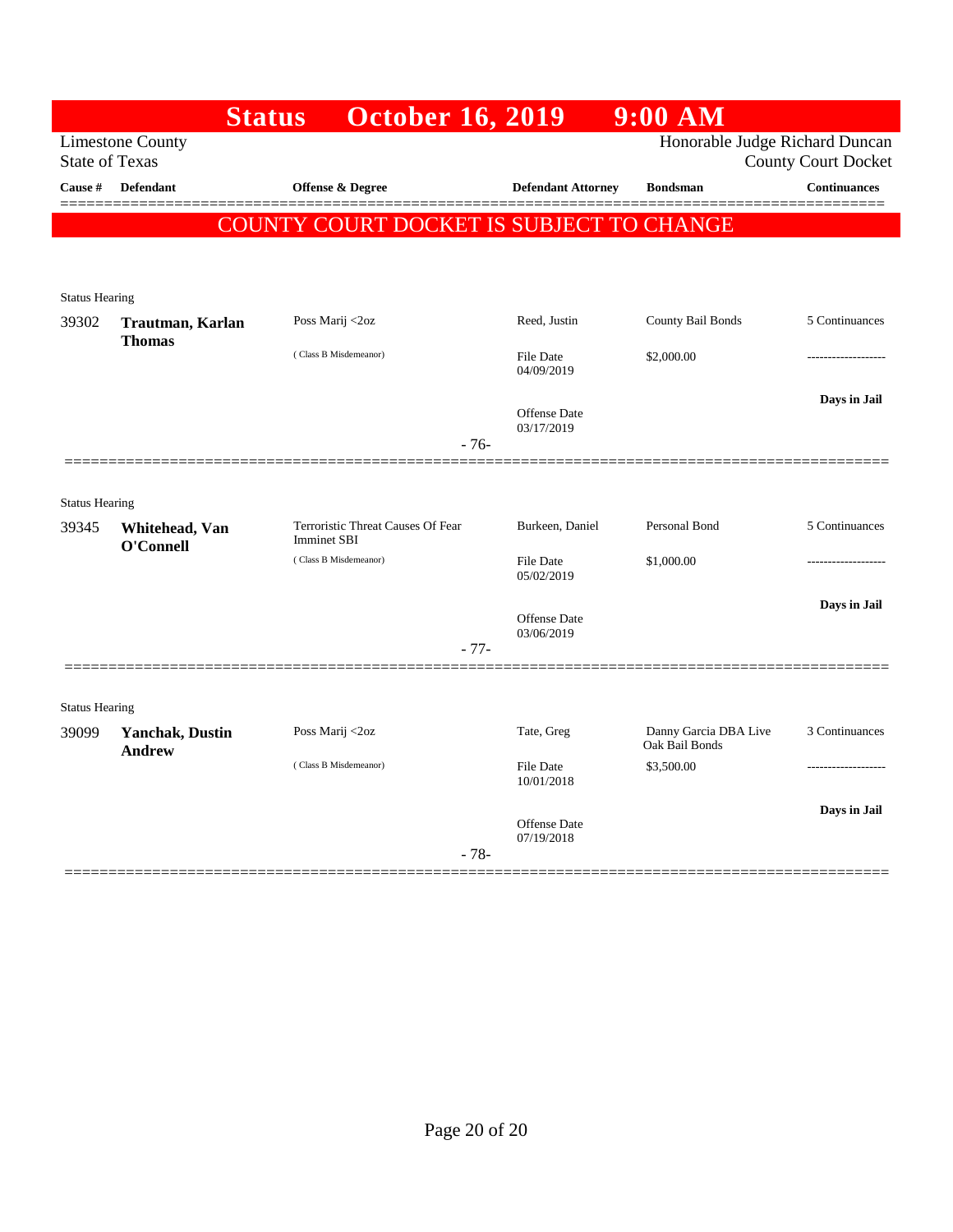# Status October 16, 2019 9:00 AM

Limestone County
State of Texas

Honorable Judge Richard Duncan
County Court Docket

| Cause # | Defendant | Offense & Degree | Defendant Attorney | Bondsman | Continuances |
|---|---|---|---|---|---|

**COUNTY COURT DOCKET IS SUBJECT TO CHANGE**

Status Hearing

| Cause # | Defendant | Offense & Degree | Defendant Attorney | Bondsman | Continuances |
|---|---|---|---|---|---|
| 39302 | **Trautman, Karlan Thomas** | Poss Marij <2oz | Reed, Justin | County Bail Bonds | 5 Continuances |
| | | (Class B Misdemeanor) | File Date 04/09/2019 | $2,000.00 | ------------------- |
| | | | Offense Date 03/17/2019 | | **Days in Jail** |

-76-

Status Hearing

| Cause # | Defendant | Offense & Degree | Defendant Attorney | Bondsman | Continuances |
|---|---|---|---|---|---|
| 39345 | **Whitehead, Van O'Connell** | Terroristic Threat Causes Of Fear Imminet SBI | Burkeen, Daniel | Personal Bond | 5 Continuances |
| | | (Class B Misdemeanor) | File Date 05/02/2019 | $1,000.00 | ------------------- |
| | | | Offense Date 03/06/2019 | | **Days in Jail** |

-77-

Status Hearing

| Cause # | Defendant | Offense & Degree | Defendant Attorney | Bondsman | Continuances |
|---|---|---|---|---|---|
| 39099 | **Yanchak, Dustin Andrew** | Poss Marij <2oz | Tate, Greg | Danny Garcia DBA Live Oak Bail Bonds | 3 Continuances |
| | | (Class B Misdemeanor) | File Date 10/01/2018 | $3,500.00 | ------------------- |
| | | | Offense Date 07/19/2018 | | **Days in Jail** |

-78-